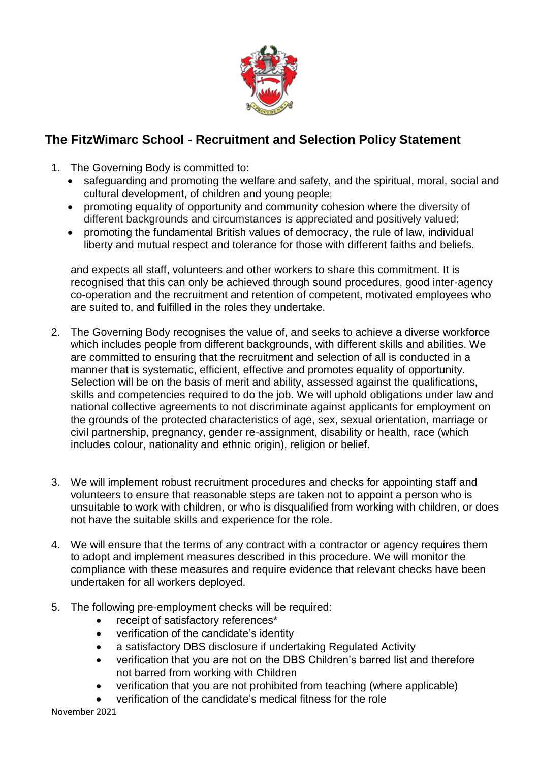## The FitzWimarc School - Recruitment and Selection Policy Statement

1. The Governing Body is committed to:
   - safeguarding and promoting the welfare and safety, and the spiritual, moral, social and cultural development, of children and young people;
   - promoting equality of opportunity and community cohesion where the diversity of different backgrounds and circumstances is appreciated and positively valued;
   - promoting the fundamental British values of democracy, the rule of law, individual liberty and mutual respect and tolerance for those with different faiths and beliefs.

   and expects all staff, volunteers and other workers to share this commitment. It is recognised that this can only be achieved through sound procedures, good inter-agency co-operation and the recruitment and retention of competent, motivated employees who are suited to, and fulfilled in the roles they undertake.

2. The Governing Body recognises the value of, and seeks to achieve a diverse workforce which includes people from different backgrounds, with different skills and abilities. We are committed to ensuring that the recruitment and selection of all is conducted in a manner that is systematic, efficient, effective and promotes equality of opportunity. Selection will be on the basis of merit and ability, assessed against the qualifications, skills and competencies required to do the job. We will uphold obligations under law and national collective agreements to not discriminate against applicants for employment on the grounds of the protected characteristics of age, sex, sexual orientation, marriage or civil partnership, pregnancy, gender re-assignment, disability or health, race (which includes colour, nationality and ethnic origin), religion or belief.

3. We will implement robust recruitment procedures and checks for appointing staff and volunteers to ensure that reasonable steps are taken not to appoint a person who is unsuitable to work with children, or who is disqualified from working with children, or does not have the suitable skills and experience for the role.

4. We will ensure that the terms of any contract with a contractor or agency requires them to adopt and implement measures described in this procedure. We will monitor the compliance with these measures and require evidence that relevant checks have been undertaken for all workers deployed.

5. The following pre-employment checks will be required:
   - receipt of satisfactory references*
   - verification of the candidate's identity
   - a satisfactory DBS disclosure if undertaking Regulated Activity
   - verification that you are not on the DBS Children's barred list and therefore not barred from working with Children
   - verification that you are not prohibited from teaching (where applicable)
   - verification of the candidate's medical fitness for the role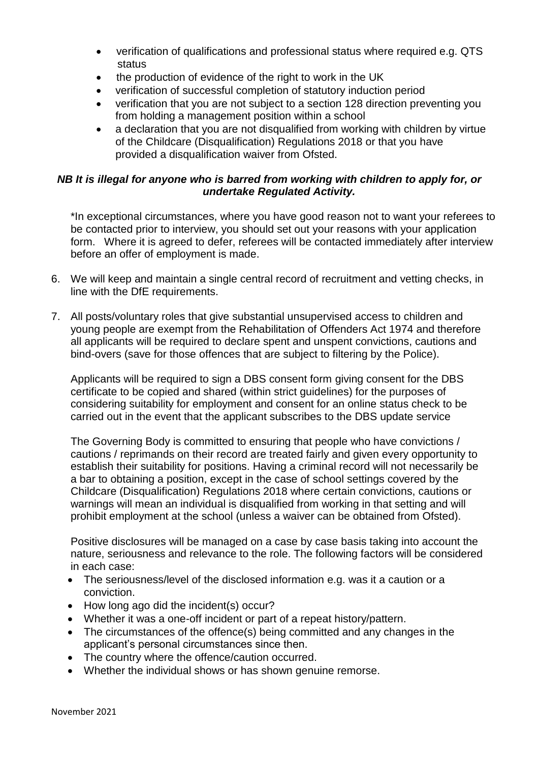- verification of qualifications and professional status where required e.g. QTS status
- the production of evidence of the right to work in the UK
- verification of successful completion of statutory induction period
- verification that you are not subject to a section 128 direction preventing you from holding a management position within a school
- a declaration that you are not disqualified from working with children by virtue of the Childcare (Disqualification) Regulations 2018 or that you have provided a disqualification waiver from Ofsted.

***NB It is illegal for anyone who is barred from working with children to apply for, or undertake Regulated Activity.***

*In exceptional circumstances, where you have good reason not to want your referees to be contacted prior to interview, you should set out your reasons with your application form. Where it is agreed to defer, referees will be contacted immediately after interview before an offer of employment is made.

6. We will keep and maintain a single central record of recruitment and vetting checks, in line with the DfE requirements.

7. All posts/voluntary roles that give substantial unsupervised access to children and young people are exempt from the Rehabilitation of Offenders Act 1974 and therefore all applicants will be required to declare spent and unspent convictions, cautions and bind-overs (save for those offences that are subject to filtering by the Police).

   Applicants will be required to sign a DBS consent form giving consent for the DBS certificate to be copied and shared (within strict guidelines) for the purposes of considering suitability for employment and consent for an online status check to be carried out in the event that the applicant subscribes to the DBS update service

   The Governing Body is committed to ensuring that people who have convictions / cautions / reprimands on their record are treated fairly and given every opportunity to establish their suitability for positions. Having a criminal record will not necessarily be a bar to obtaining a position, except in the case of school settings covered by the Childcare (Disqualification) Regulations 2018 where certain convictions, cautions or warnings will mean an individual is disqualified from working in that setting and will prohibit employment at the school (unless a waiver can be obtained from Ofsted).

   Positive disclosures will be managed on a case by case basis taking into account the nature, seriousness and relevance to the role. The following factors will be considered in each case:

   - The seriousness/level of the disclosed information e.g. was it a caution or a conviction.
   - How long ago did the incident(s) occur?
   - Whether it was a one-off incident or part of a repeat history/pattern.
   - The circumstances of the offence(s) being committed and any changes in the applicant's personal circumstances since then.
   - The country where the offence/caution occurred.
   - Whether the individual shows or has shown genuine remorse.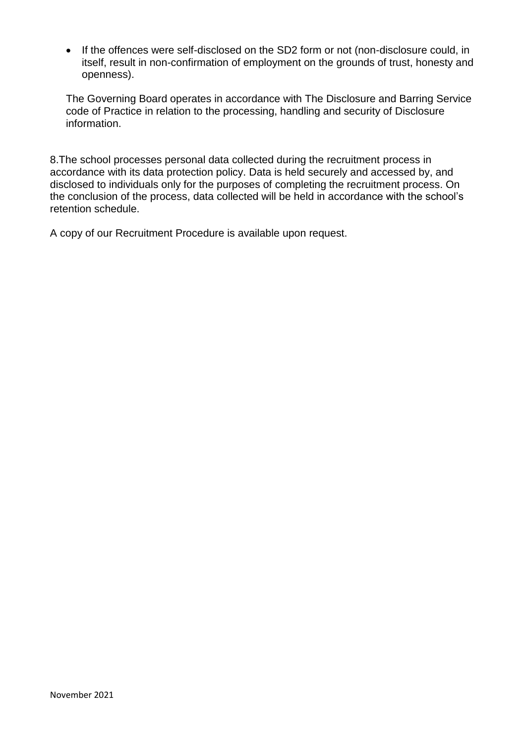- If the offences were self-disclosed on the SD2 form or not (non-disclosure could, in itself, result in non-confirmation of employment on the grounds of trust, honesty and openness).

The Governing Board operates in accordance with The Disclosure and Barring Service code of Practice in relation to the processing, handling and security of Disclosure information.

8.The school processes personal data collected during the recruitment process in accordance with its data protection policy. Data is held securely and accessed by, and disclosed to individuals only for the purposes of completing the recruitment process. On the conclusion of the process, data collected will be held in accordance with the school's retention schedule.

A copy of our Recruitment Procedure is available upon request.